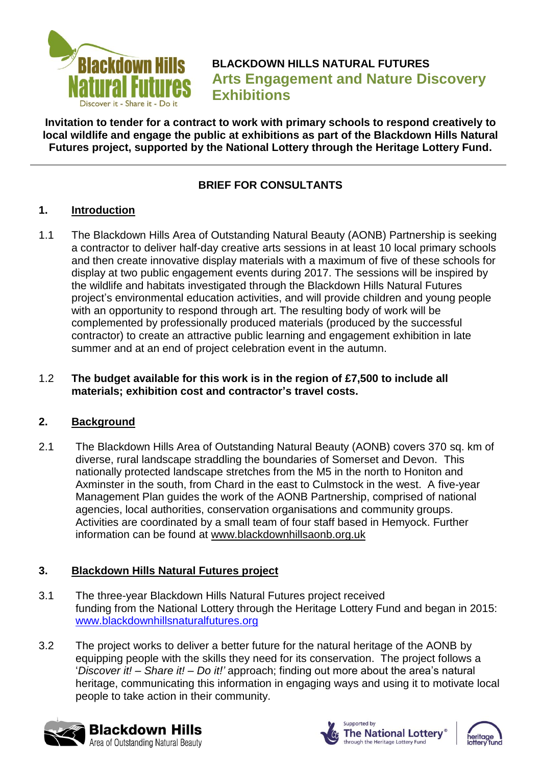# BLACKDOWN HILLS NATURAL FUTURES

## Arts Engagement and Nature Discovery Exhibitions

**Invitation to tender for a contract to work with primary schools to respond creatively to local wildlife and engage the public at exhibitions as part of the Blackdown Hills Natural Futures project, supported by the National Lottery through the Heritage Lottery Fund.**

---

**BRIEF FOR CONSULTANTS**

## 1. Introduction

1.1 The Blackdown Hills Area of Outstanding Natural Beauty (AONB) Partnership is seeking a contractor to deliver half-day creative arts sessions in at least 10 local primary schools and then create innovative display materials with a maximum of five of these schools for display at two public engagement events during 2017. The sessions will be inspired by the wildlife and habitats investigated through the Blackdown Hills Natural Futures project's environmental education activities, and will provide children and young people with an opportunity to respond through art. The resulting body of work will be complemented by professionally produced materials (produced by the successful contractor) to create an attractive public learning and engagement exhibition in late summer and at an end of project celebration event in the autumn.

1.2 **The budget available for this work is in the region of £7,500 to include all materials; exhibition cost and contractor's travel costs.**

## 2. Background

2.1 The Blackdown Hills Area of Outstanding Natural Beauty (AONB) covers 370 sq. km of diverse, rural landscape straddling the boundaries of Somerset and Devon. This nationally protected landscape stretches from the M5 in the north to Honiton and Axminster in the south, from Chard in the east to Culmstock in the west. A five-year Management Plan guides the work of the AONB Partnership, comprised of national agencies, local authorities, conservation organisations and community groups. Activities are coordinated by a small team of four staff based in Hemyock. Further information can be found at www.blackdownhillsaonb.org.uk

## 3. Blackdown Hills Natural Futures project

3.1 The three-year Blackdown Hills Natural Futures project received funding from the National Lottery through the Heritage Lottery Fund and began in 2015: www.blackdownhillsnaturalfutures.org

3.2 The project works to deliver a better future for the natural heritage of the AONB by equipping people with the skills they need for its conservation. The project follows a '*Discover it! – Share it! – Do it!*' approach; finding out more about the area's natural heritage, communicating this information in engaging ways and using it to motivate local people to take action in their community.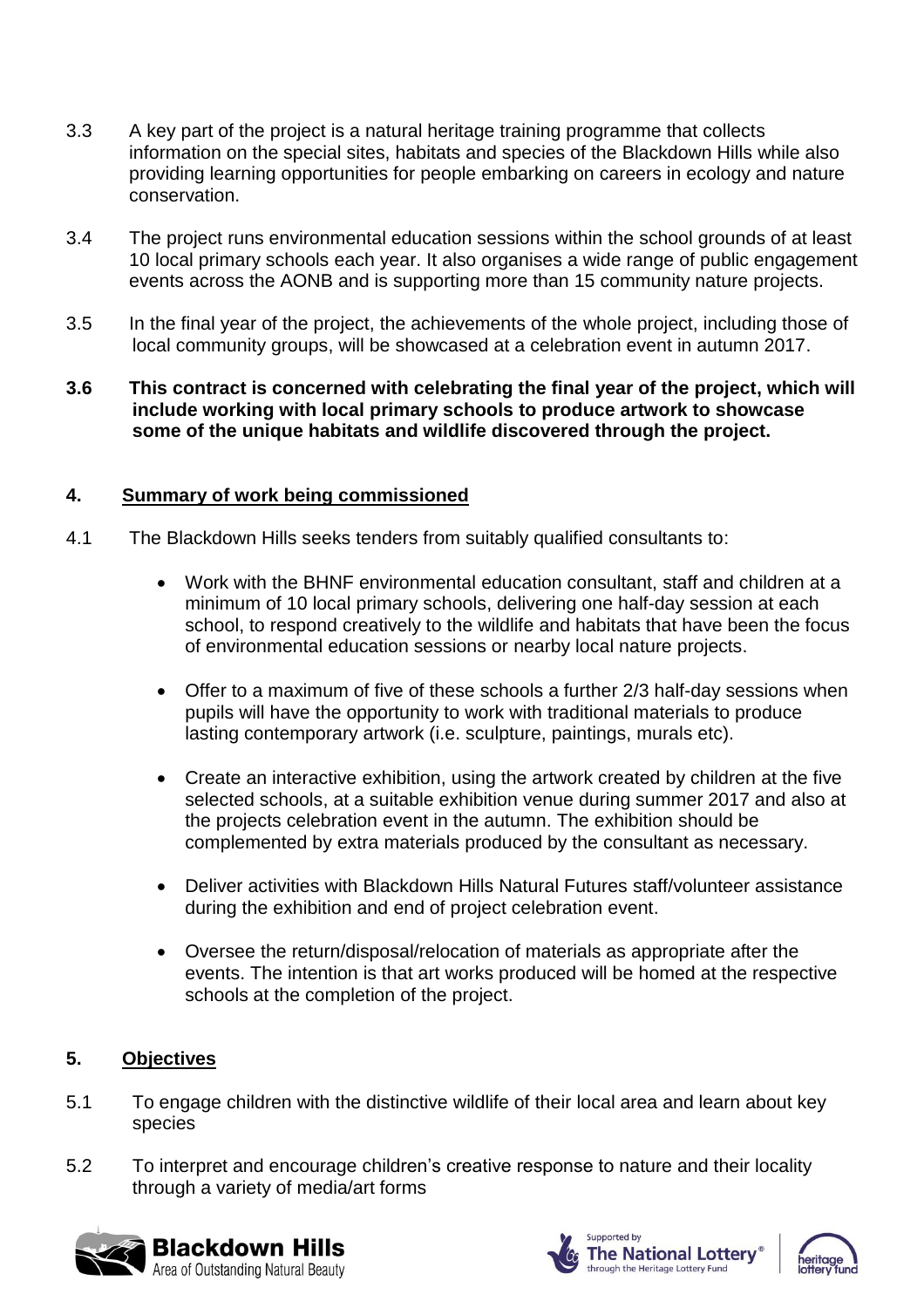3.3 A key part of the project is a natural heritage training programme that collects information on the special sites, habitats and species of the Blackdown Hills while also providing learning opportunities for people embarking on careers in ecology and nature conservation.

3.4 The project runs environmental education sessions within the school grounds of at least 10 local primary schools each year. It also organises a wide range of public engagement events across the AONB and is supporting more than 15 community nature projects.

3.5 In the final year of the project, the achievements of the whole project, including those of local community groups, will be showcased at a celebration event in autumn 2017.

**3.6 This contract is concerned with celebrating the final year of the project, which will include working with local primary schools to produce artwork to showcase some of the unique habitats and wildlife discovered through the project.**

## 4. Summary of work being commissioned

4.1 The Blackdown Hills seeks tenders from suitably qualified consultants to:

- Work with the BHNF environmental education consultant, staff and children at a minimum of 10 local primary schools, delivering one half-day session at each school, to respond creatively to the wildlife and habitats that have been the focus of environmental education sessions or nearby local nature projects.
- Offer to a maximum of five of these schools a further 2/3 half-day sessions when pupils will have the opportunity to work with traditional materials to produce lasting contemporary artwork (i.e. sculpture, paintings, murals etc).
- Create an interactive exhibition, using the artwork created by children at the five selected schools, at a suitable exhibition venue during summer 2017 and also at the projects celebration event in the autumn. The exhibition should be complemented by extra materials produced by the consultant as necessary.
- Deliver activities with Blackdown Hills Natural Futures staff/volunteer assistance during the exhibition and end of project celebration event.
- Oversee the return/disposal/relocation of materials as appropriate after the events. The intention is that art works produced will be homed at the respective schools at the completion of the project.

## 5. Objectives

5.1 To engage children with the distinctive wildlife of their local area and learn about key species

5.2 To interpret and encourage children's creative response to nature and their locality through a variety of media/art forms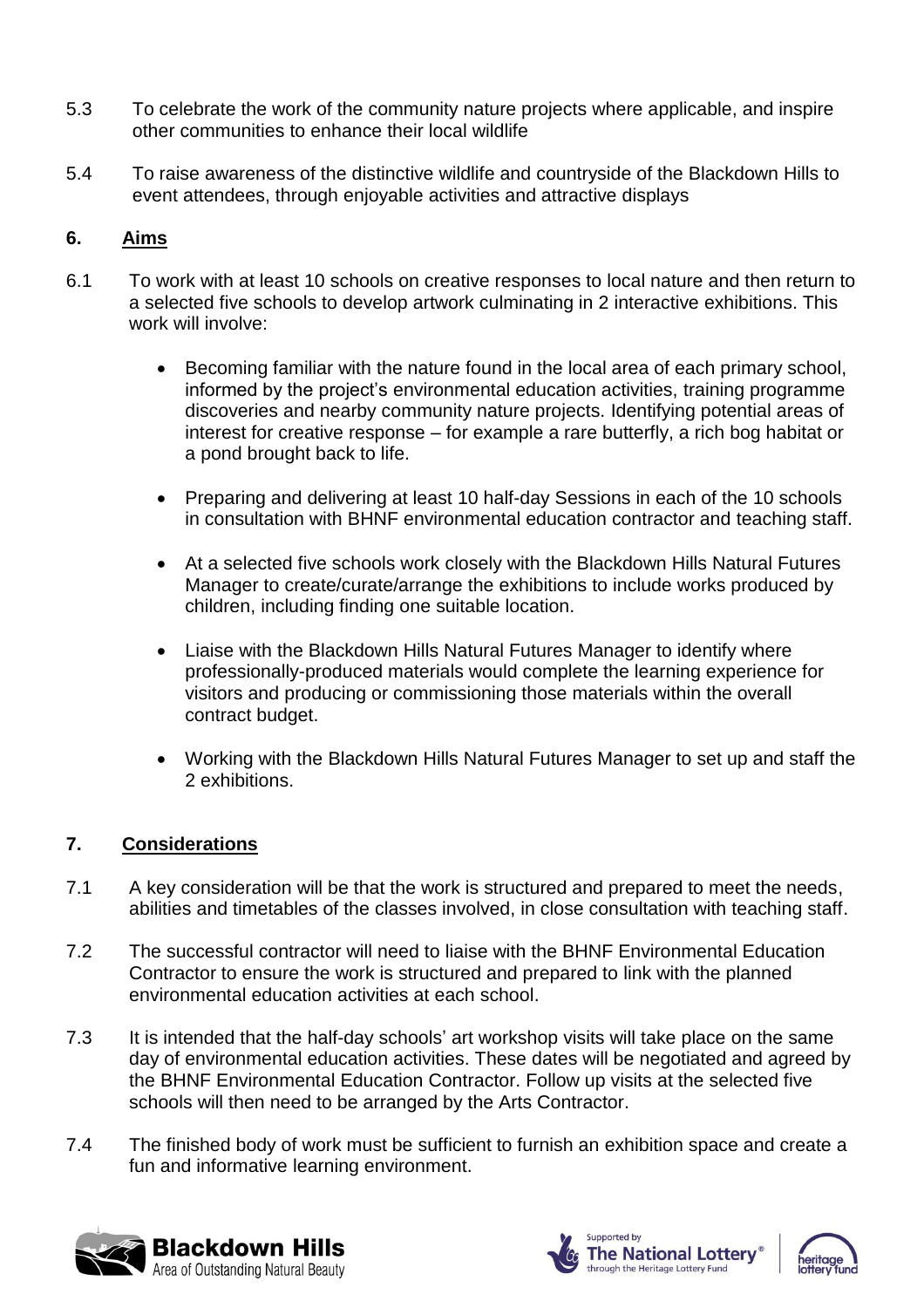5.3 To celebrate the work of the community nature projects where applicable, and inspire other communities to enhance their local wildlife

5.4 To raise awareness of the distinctive wildlife and countryside of the Blackdown Hills to event attendees, through enjoyable activities and attractive displays

## 6. Aims

6.1 To work with at least 10 schools on creative responses to local nature and then return to a selected five schools to develop artwork culminating in 2 interactive exhibitions. This work will involve:

- Becoming familiar with the nature found in the local area of each primary school, informed by the project's environmental education activities, training programme discoveries and nearby community nature projects. Identifying potential areas of interest for creative response – for example a rare butterfly, a rich bog habitat or a pond brought back to life.
- Preparing and delivering at least 10 half-day Sessions in each of the 10 schools in consultation with BHNF environmental education contractor and teaching staff.
- At a selected five schools work closely with the Blackdown Hills Natural Futures Manager to create/curate/arrange the exhibitions to include works produced by children, including finding one suitable location.
- Liaise with the Blackdown Hills Natural Futures Manager to identify where professionally-produced materials would complete the learning experience for visitors and producing or commissioning those materials within the overall contract budget.
- Working with the Blackdown Hills Natural Futures Manager to set up and staff the 2 exhibitions.

## 7. Considerations

7.1 A key consideration will be that the work is structured and prepared to meet the needs, abilities and timetables of the classes involved, in close consultation with teaching staff.

7.2 The successful contractor will need to liaise with the BHNF Environmental Education Contractor to ensure the work is structured and prepared to link with the planned environmental education activities at each school.

7.3 It is intended that the half-day schools' art workshop visits will take place on the same day of environmental education activities. These dates will be negotiated and agreed by the BHNF Environmental Education Contractor. Follow up visits at the selected five schools will then need to be arranged by the Arts Contractor.

7.4 The finished body of work must be sufficient to furnish an exhibition space and create a fun and informative learning environment.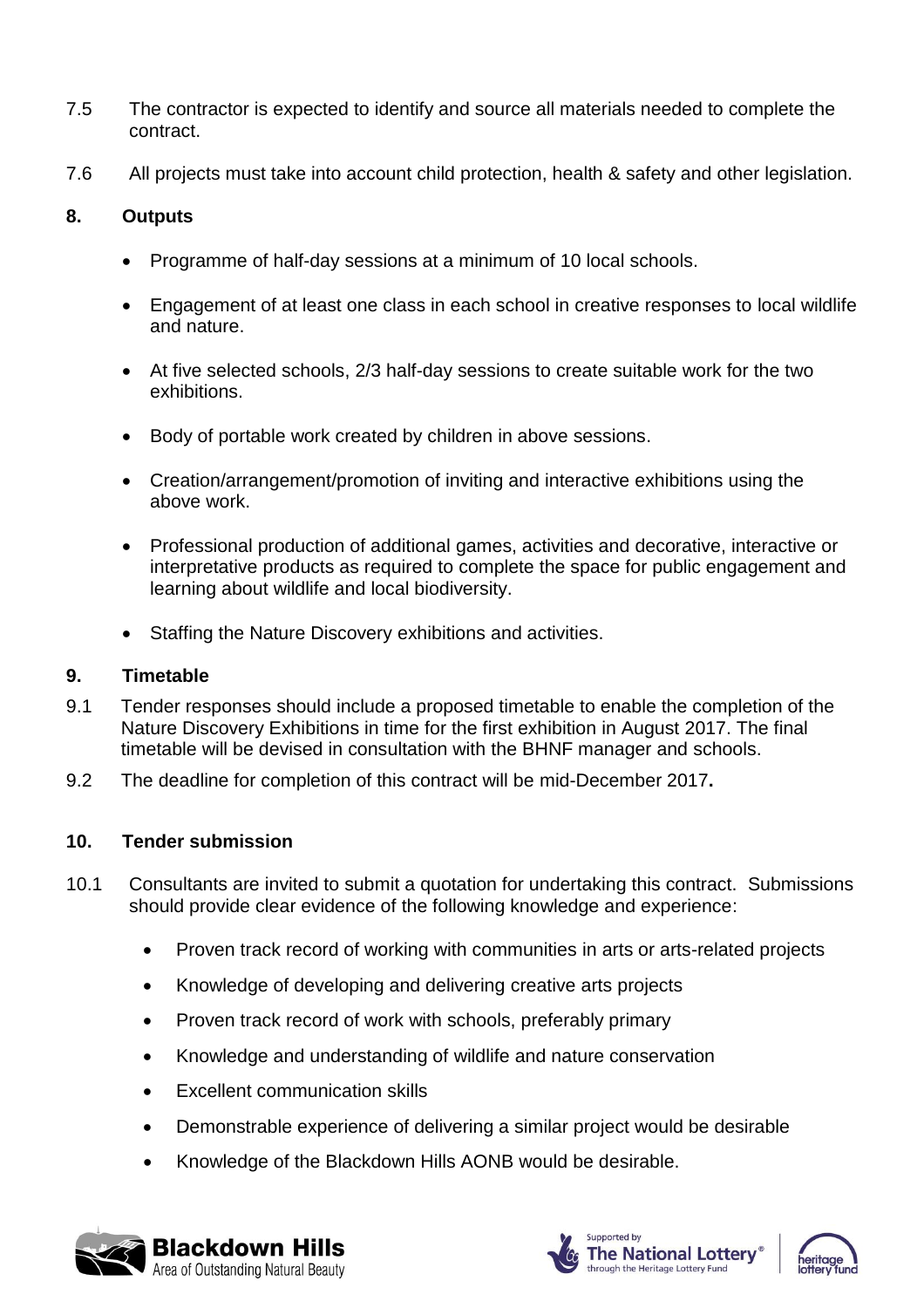7.5 The contractor is expected to identify and source all materials needed to complete the contract.

7.6 All projects must take into account child protection, health & safety and other legislation.

## 8. Outputs

- Programme of half-day sessions at a minimum of 10 local schools.
- Engagement of at least one class in each school in creative responses to local wildlife and nature.
- At five selected schools, 2/3 half-day sessions to create suitable work for the two exhibitions.
- Body of portable work created by children in above sessions.
- Creation/arrangement/promotion of inviting and interactive exhibitions using the above work.
- Professional production of additional games, activities and decorative, interactive or interpretative products as required to complete the space for public engagement and learning about wildlife and local biodiversity.
- Staffing the Nature Discovery exhibitions and activities.

## 9. Timetable

9.1 Tender responses should include a proposed timetable to enable the completion of the Nature Discovery Exhibitions in time for the first exhibition in August 2017. The final timetable will be devised in consultation with the BHNF manager and schools.

9.2 The deadline for completion of this contract will be mid-December 2017**.**

## 10. Tender submission

10.1 Consultants are invited to submit a quotation for undertaking this contract. Submissions should provide clear evidence of the following knowledge and experience:

- Proven track record of working with communities in arts or arts-related projects
- Knowledge of developing and delivering creative arts projects
- Proven track record of work with schools, preferably primary
- Knowledge and understanding of wildlife and nature conservation
- Excellent communication skills
- Demonstrable experience of delivering a similar project would be desirable
- Knowledge of the Blackdown Hills AONB would be desirable.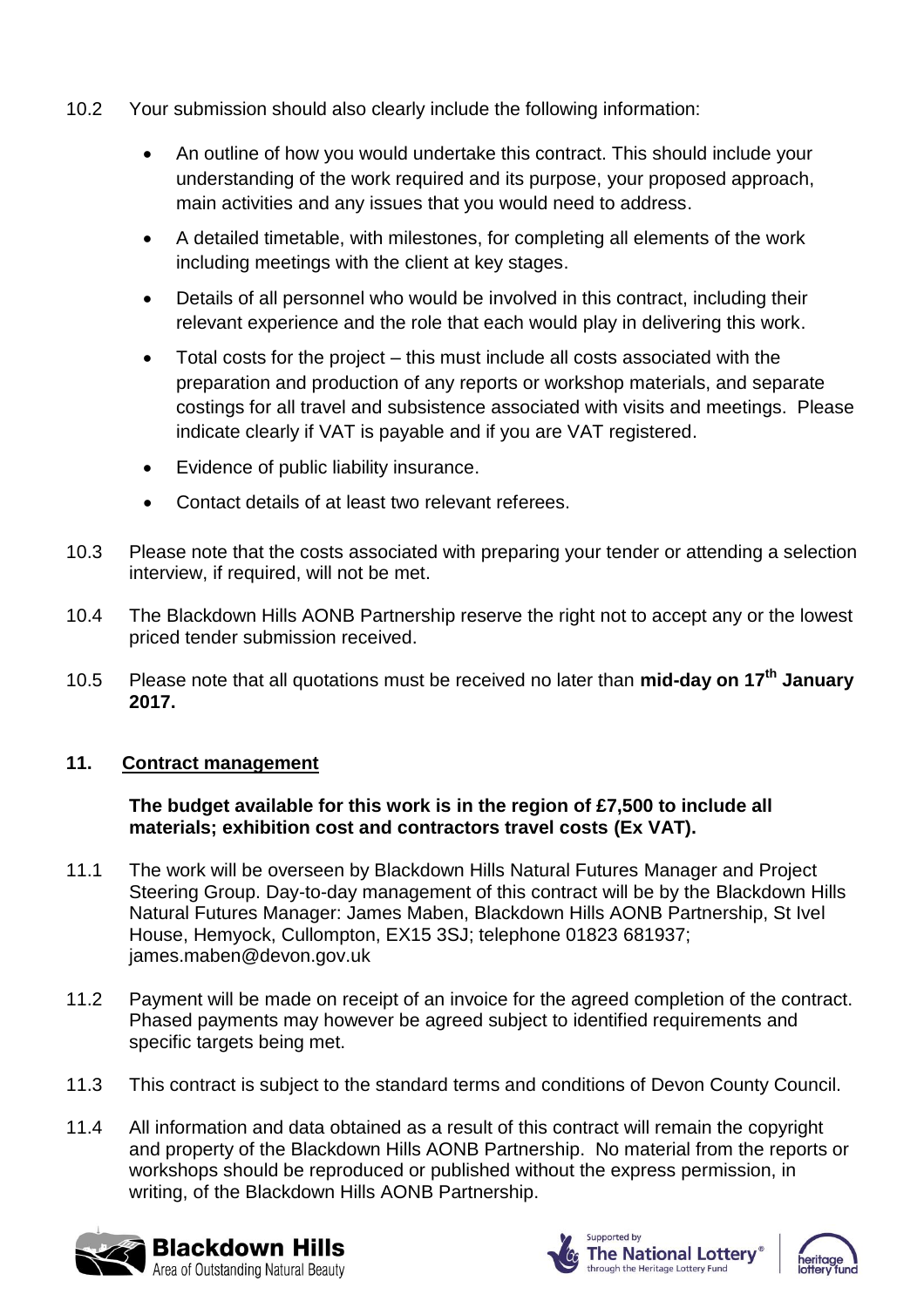10.2 Your submission should also clearly include the following information:

- An outline of how you would undertake this contract. This should include your understanding of the work required and its purpose, your proposed approach, main activities and any issues that you would need to address.
- A detailed timetable, with milestones, for completing all elements of the work including meetings with the client at key stages.
- Details of all personnel who would be involved in this contract, including their relevant experience and the role that each would play in delivering this work.
- Total costs for the project – this must include all costs associated with the preparation and production of any reports or workshop materials, and separate costings for all travel and subsistence associated with visits and meetings. Please indicate clearly if VAT is payable and if you are VAT registered.
- Evidence of public liability insurance.
- Contact details of at least two relevant referees.

10.3 Please note that the costs associated with preparing your tender or attending a selection interview, if required, will not be met.

10.4 The Blackdown Hills AONB Partnership reserve the right not to accept any or the lowest priced tender submission received.

10.5 Please note that all quotations must be received no later than **mid-day on 17th January 2017.**

## 11. Contract management

**The budget available for this work is in the region of £7,500 to include all materials; exhibition cost and contractors travel costs (Ex VAT).**

11.1 The work will be overseen by Blackdown Hills Natural Futures Manager and Project Steering Group. Day-to-day management of this contract will be by the Blackdown Hills Natural Futures Manager: James Maben, Blackdown Hills AONB Partnership, St Ivel House, Hemyock, Cullompton, EX15 3SJ; telephone 01823 681937; james.maben@devon.gov.uk

11.2 Payment will be made on receipt of an invoice for the agreed completion of the contract. Phased payments may however be agreed subject to identified requirements and specific targets being met.

11.3 This contract is subject to the standard terms and conditions of Devon County Council.

11.4 All information and data obtained as a result of this contract will remain the copyright and property of the Blackdown Hills AONB Partnership. No material from the reports or workshops should be reproduced or published without the express permission, in writing, of the Blackdown Hills AONB Partnership.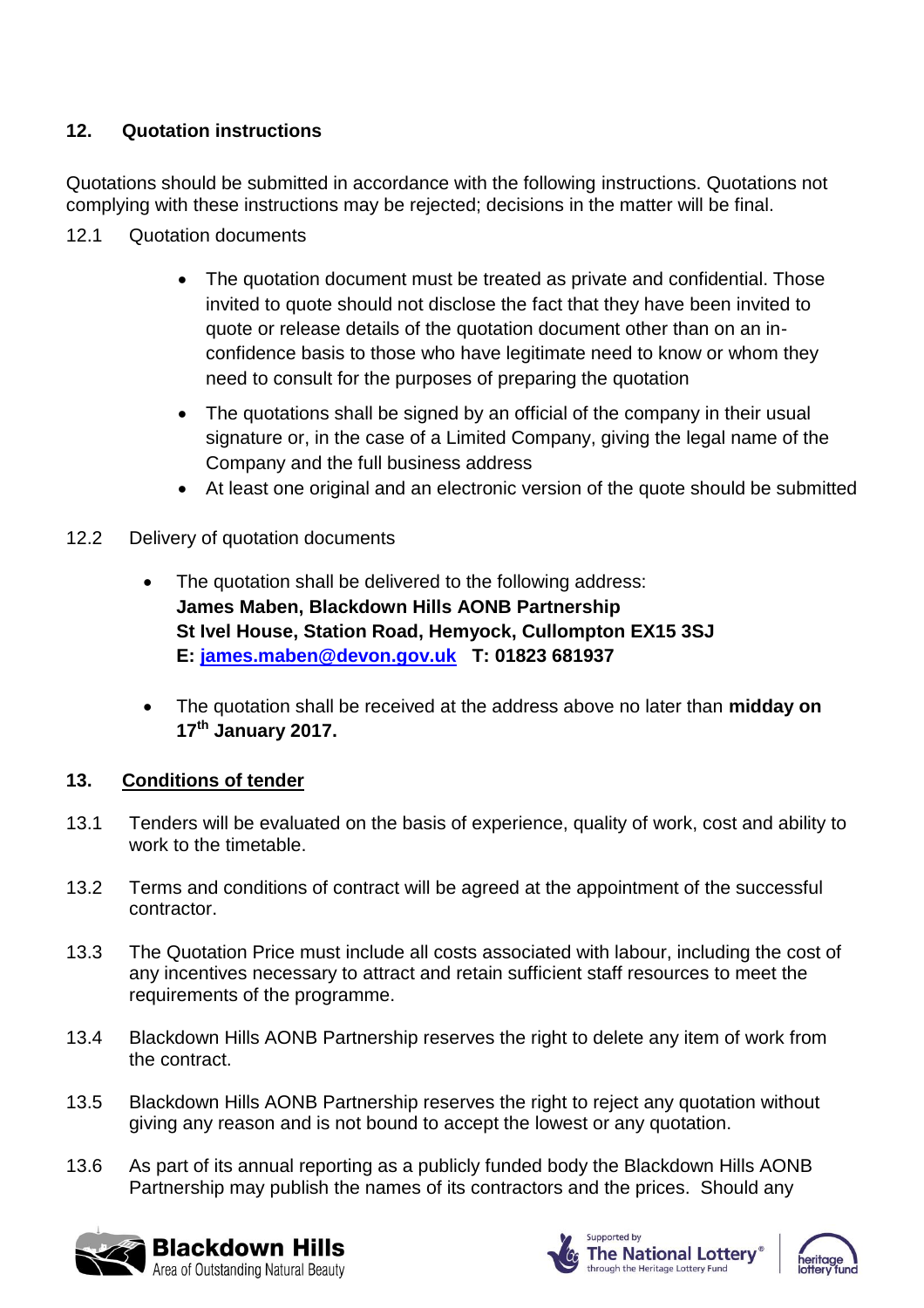## 12. Quotation instructions

Quotations should be submitted in accordance with the following instructions. Quotations not complying with these instructions may be rejected; decisions in the matter will be final.

12.1 Quotation documents

- The quotation document must be treated as private and confidential. Those invited to quote should not disclose the fact that they have been invited to quote or release details of the quotation document other than on an in-confidence basis to those who have legitimate need to know or whom they need to consult for the purposes of preparing the quotation
- The quotations shall be signed by an official of the company in their usual signature or, in the case of a Limited Company, giving the legal name of the Company and the full business address
- At least one original and an electronic version of the quote should be submitted

12.2 Delivery of quotation documents

- The quotation shall be delivered to the following address:
  **James Maben, Blackdown Hills AONB Partnership**
  **St Ivel House, Station Road, Hemyock, Cullompton EX15 3SJ**
  **E: james.maben@devon.gov.uk T: 01823 681937**
- The quotation shall be received at the address above no later than **midday on 17th January 2017.**

## 13. Conditions of tender

13.1 Tenders will be evaluated on the basis of experience, quality of work, cost and ability to work to the timetable.

13.2 Terms and conditions of contract will be agreed at the appointment of the successful contractor.

13.3 The Quotation Price must include all costs associated with labour, including the cost of any incentives necessary to attract and retain sufficient staff resources to meet the requirements of the programme.

13.4 Blackdown Hills AONB Partnership reserves the right to delete any item of work from the contract.

13.5 Blackdown Hills AONB Partnership reserves the right to reject any quotation without giving any reason and is not bound to accept the lowest or any quotation.

13.6 As part of its annual reporting as a publicly funded body the Blackdown Hills AONB Partnership may publish the names of its contractors and the prices. Should any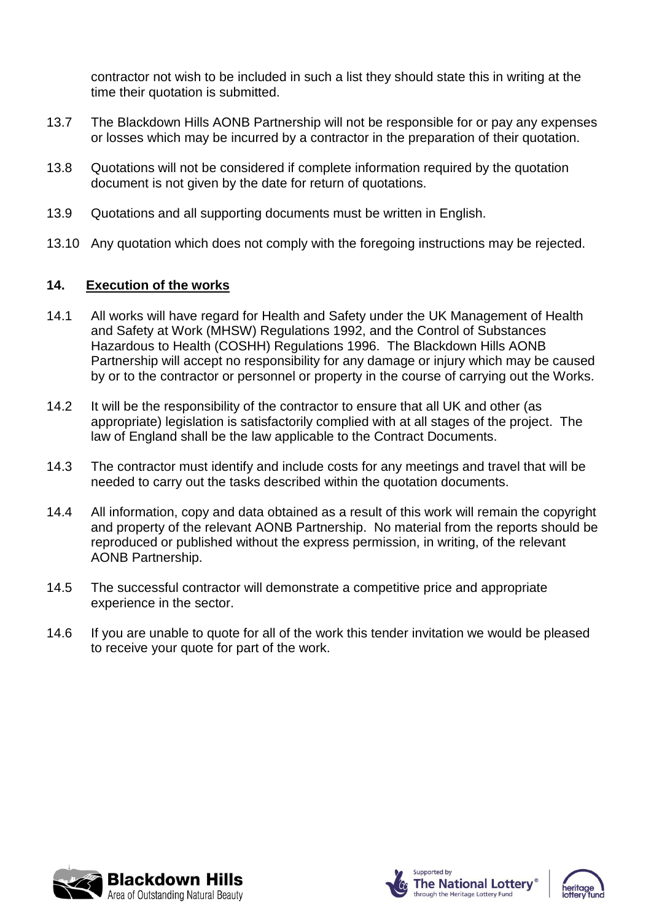contractor not wish to be included in such a list they should state this in writing at the time their quotation is submitted.

13.7 The Blackdown Hills AONB Partnership will not be responsible for or pay any expenses or losses which may be incurred by a contractor in the preparation of their quotation.

13.8 Quotations will not be considered if complete information required by the quotation document is not given by the date for return of quotations.

13.9 Quotations and all supporting documents must be written in English.

13.10 Any quotation which does not comply with the foregoing instructions may be rejected.

## 14. Execution of the works

14.1 All works will have regard for Health and Safety under the UK Management of Health and Safety at Work (MHSW) Regulations 1992, and the Control of Substances Hazardous to Health (COSHH) Regulations 1996. The Blackdown Hills AONB Partnership will accept no responsibility for any damage or injury which may be caused by or to the contractor or personnel or property in the course of carrying out the Works.

14.2 It will be the responsibility of the contractor to ensure that all UK and other (as appropriate) legislation is satisfactorily complied with at all stages of the project. The law of England shall be the law applicable to the Contract Documents.

14.3 The contractor must identify and include costs for any meetings and travel that will be needed to carry out the tasks described within the quotation documents.

14.4 All information, copy and data obtained as a result of this work will remain the copyright and property of the relevant AONB Partnership. No material from the reports should be reproduced or published without the express permission, in writing, of the relevant AONB Partnership.

14.5 The successful contractor will demonstrate a competitive price and appropriate experience in the sector.

14.6 If you are unable to quote for all of the work this tender invitation we would be pleased to receive your quote for part of the work.